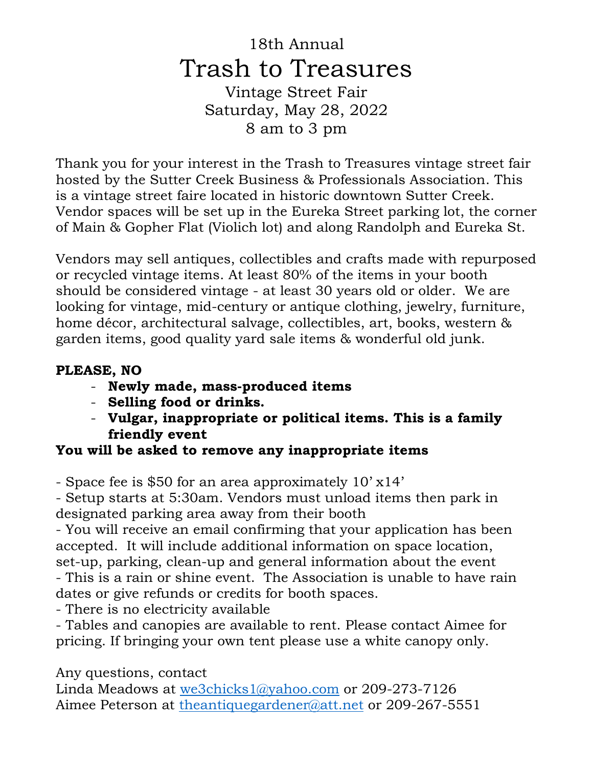# 18th Annual

# Trash to Treasures

## Vintage Street Fair
## Saturday, May 28, 2022
## 8 am to 3 pm

Thank you for your interest in the Trash to Treasures vintage street fair hosted by the Sutter Creek Business & Professionals Association. This is a vintage street faire located in historic downtown Sutter Creek. Vendor spaces will be set up in the Eureka Street parking lot, the corner of Main & Gopher Flat (Violich lot) and along Randolph and Eureka St.

Vendors may sell antiques, collectibles and crafts made with repurposed or recycled vintage items. At least 80% of the items in your booth should be considered vintage - at least 30 years old or older. We are looking for vintage, mid-century or antique clothing, jewelry, furniture, home décor, architectural salvage, collectibles, art, books, western & garden items, good quality yard sale items & wonderful old junk.

**PLEASE, NO**

- **Newly made, mass-produced items**
- **Selling food or drinks.**
- **Vulgar, inappropriate or political items. This is a family friendly event**

**You will be asked to remove any inappropriate items**

- Space fee is $50 for an area approximately 10' x14'
- Setup starts at 5:30am. Vendors must unload items then park in designated parking area away from their booth
- You will receive an email confirming that your application has been accepted. It will include additional information on space location, set-up, parking, clean-up and general information about the event
- This is a rain or shine event. The Association is unable to have rain dates or give refunds or credits for booth spaces.
- There is no electricity available
- Tables and canopies are available to rent. Please contact Aimee for pricing. If bringing your own tent please use a white canopy only.

Any questions, contact
Linda Meadows at we3chicks1@yahoo.com or 209-273-7126
Aimee Peterson at theantiquegardener@att.net or 209-267-5551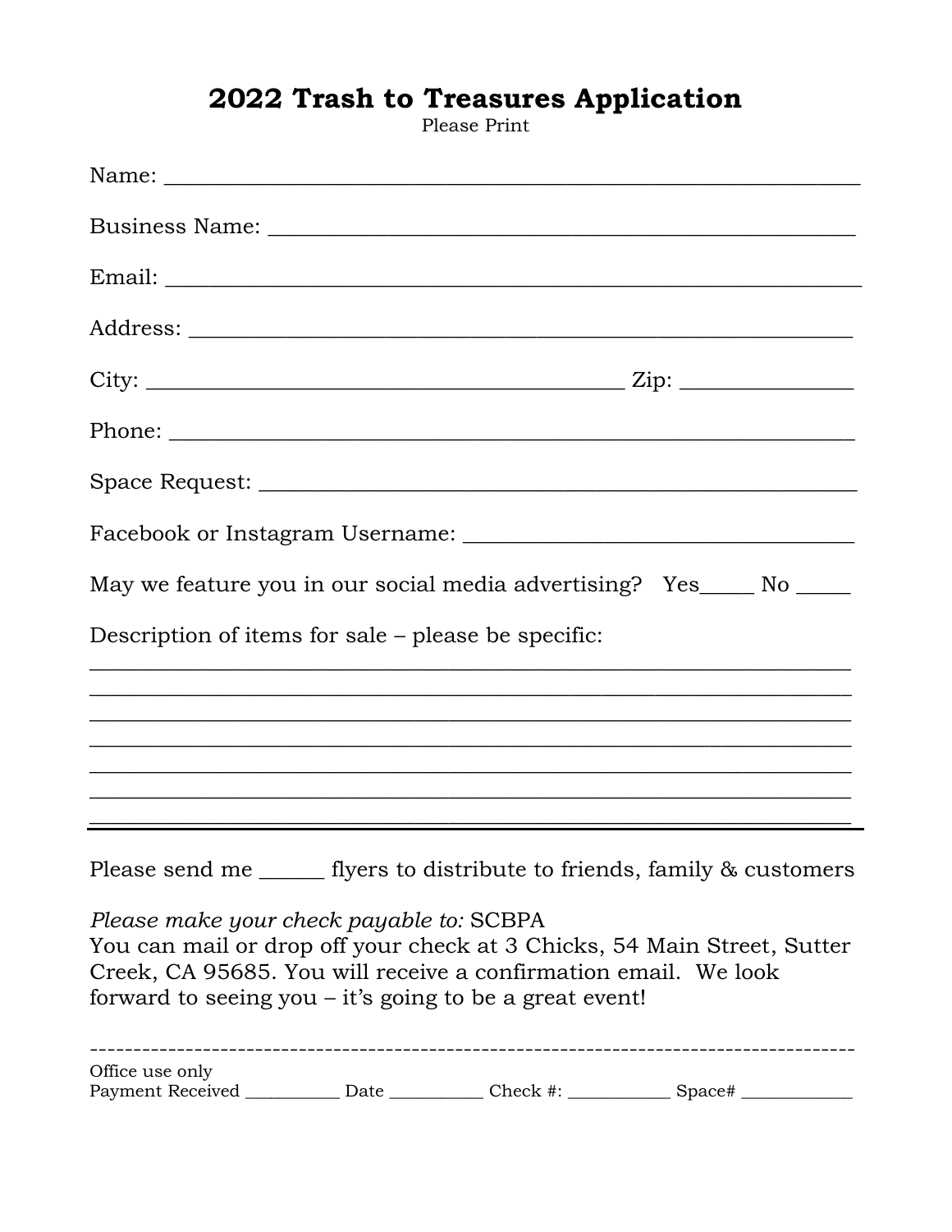# 2022 Trash to Treasures Application

Please Print

Name: ___________________________________________________________

Business Name: ____________________________________________________

Email: ___________________________________________________________

Address: _________________________________________________________

City: __________________________________________ Zip: _______________

Phone: __________________________________________________________

Space Request: ____________________________________________________

Facebook or Instagram Username: ___________________________________

May we feature you in our social media advertising? Yes_____ No _____

Description of items for sale – please be specific:

____________________________________________________________________
____________________________________________________________________
____________________________________________________________________
____________________________________________________________________
____________________________________________________________________
____________________________________________________________________
____________________________________________________________________

---

Please send me ______ flyers to distribute to friends, family & customers

*Please make your check payable to:* SCBPA
You can mail or drop off your check at 3 Chicks, 54 Main Street, Sutter Creek, CA 95685. You will receive a confirmation email. We look forward to seeing you – it's going to be a great event!

-------------------------------------------------------------------------------------

Office use only
Payment Received ___________ Date ___________ Check #: ____________ Space# _____________